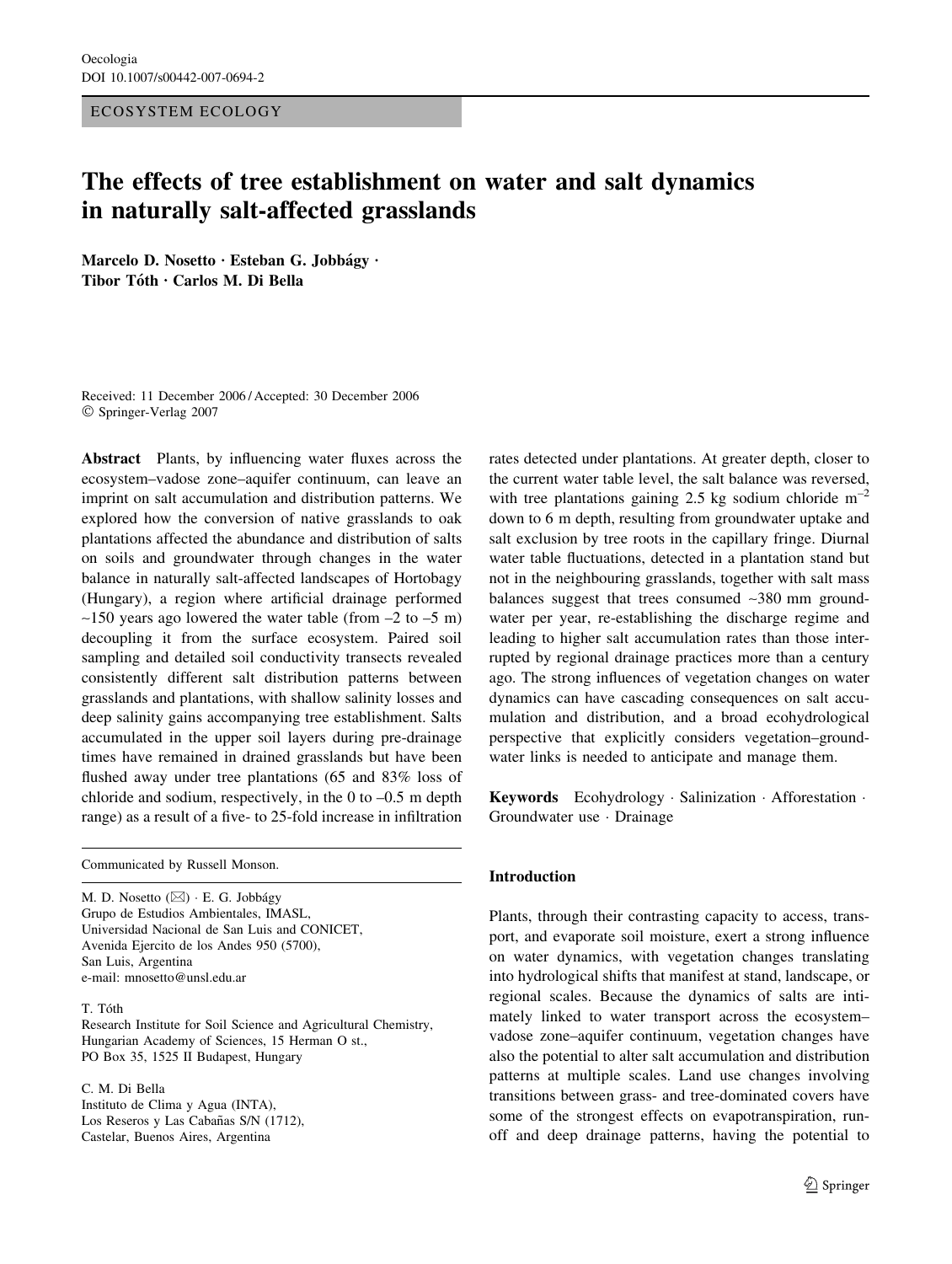Oecologia
DOI 10.1007/s00442-007-0694-2

ECOSYSTEM ECOLOGY

# The effects of tree establishment on water and salt dynamics in naturally salt-affected grasslands

**Marcelo D. Nosetto · Esteban G. Jobbágy · Tibor Tóth · Carlos M. Di Bella**

Received: 11 December 2006 / Accepted: 30 December 2006
© Springer-Verlag 2007

**Abstract** Plants, by influencing water fluxes across the ecosystem–vadose zone–aquifer continuum, can leave an imprint on salt accumulation and distribution patterns. We explored how the conversion of native grasslands to oak plantations affected the abundance and distribution of salts on soils and groundwater through changes in the water balance in naturally salt-affected landscapes of Hortobagy (Hungary), a region where artificial drainage performed ~150 years ago lowered the water table (from –2 to –5 m) decoupling it from the surface ecosystem. Paired soil sampling and detailed soil conductivity transects revealed consistently different salt distribution patterns between grasslands and plantations, with shallow salinity losses and deep salinity gains accompanying tree establishment. Salts accumulated in the upper soil layers during pre-drainage times have remained in drained grasslands but have been flushed away under tree plantations (65 and 83% loss of chloride and sodium, respectively, in the 0 to –0.5 m depth range) as a result of a five- to 25-fold increase in infiltration rates detected under plantations. At greater depth, closer to the current water table level, the salt balance was reversed, with tree plantations gaining 2.5 kg sodium chloride $m^{-2}$ down to 6 m depth, resulting from groundwater uptake and salt exclusion by tree roots in the capillary fringe. Diurnal water table fluctuations, detected in a plantation stand but not in the neighbouring grasslands, together with salt mass balances suggest that trees consumed ~380 mm groundwater per year, re-establishing the discharge regime and leading to higher salt accumulation rates than those interrupted by regional drainage practices more than a century ago. The strong influences of vegetation changes on water dynamics can have cascading consequences on salt accumulation and distribution, and a broad ecohydrological perspective that explicitly considers vegetation–groundwater links is needed to anticipate and manage them.

**Keywords** Ecohydrology · Salinization · Afforestation · Groundwater use · Drainage

Communicated by Russell Monson.

M. D. Nosetto (✉) · E. G. Jobbágy
Grupo de Estudios Ambientales, IMASL,
Universidad Nacional de San Luis and CONICET,
Avenida Ejercito de los Andes 950 (5700),
San Luis, Argentina
e-mail: mnosetto@unsl.edu.ar

T. Tóth
Research Institute for Soil Science and Agricultural Chemistry,
Hungarian Academy of Sciences, 15 Herman O st.,
PO Box 35, 1525 II Budapest, Hungary

C. M. Di Bella
Instituto de Clima y Agua (INTA),
Los Reseros y Las Cabañas S/N (1712),
Castelar, Buenos Aires, Argentina

## Introduction

Plants, through their contrasting capacity to access, transport, and evaporate soil moisture, exert a strong influence on water dynamics, with vegetation changes translating into hydrological shifts that manifest at stand, landscape, or regional scales. Because the dynamics of salts are intimately linked to water transport across the ecosystem–vadose zone–aquifer continuum, vegetation changes have also the potential to alter salt accumulation and distribution patterns at multiple scales. Land use changes involving transitions between grass- and tree-dominated covers have some of the strongest effects on evapotranspiration, runoff and deep drainage patterns, having the potential to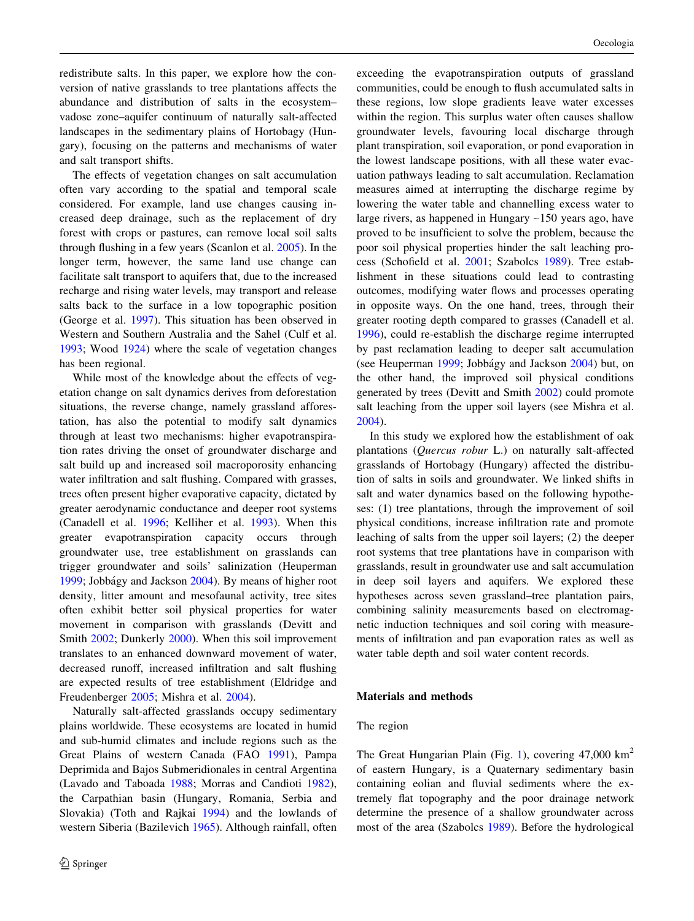redistribute salts. In this paper, we explore how the conversion of native grasslands to tree plantations affects the abundance and distribution of salts in the ecosystem–vadose zone–aquifer continuum of naturally salt-affected landscapes in the sedimentary plains of Hortobagy (Hungary), focusing on the patterns and mechanisms of water and salt transport shifts.

The effects of vegetation changes on salt accumulation often vary according to the spatial and temporal scale considered. For example, land use changes causing increased deep drainage, such as the replacement of dry forest with crops or pastures, can remove local soil salts through flushing in a few years (Scanlon et al. 2005). In the longer term, however, the same land use change can facilitate salt transport to aquifers that, due to the increased recharge and rising water levels, may transport and release salts back to the surface in a low topographic position (George et al. 1997). This situation has been observed in Western and Southern Australia and the Sahel (Culf et al. 1993; Wood 1924) where the scale of vegetation changes has been regional.

While most of the knowledge about the effects of vegetation change on salt dynamics derives from deforestation situations, the reverse change, namely grassland afforestation, has also the potential to modify salt dynamics through at least two mechanisms: higher evapotranspiration rates driving the onset of groundwater discharge and salt build up and increased soil macroporosity enhancing water infiltration and salt flushing. Compared with grasses, trees often present higher evaporative capacity, dictated by greater aerodynamic conductance and deeper root systems (Canadell et al. 1996; Kelliher et al. 1993). When this greater evapotranspiration capacity occurs through groundwater use, tree establishment on grasslands can trigger groundwater and soils' salinization (Heuperman 1999; Jobbágy and Jackson 2004). By means of higher root density, litter amount and mesofaunal activity, tree sites often exhibit better soil physical properties for water movement in comparison with grasslands (Devitt and Smith 2002; Dunkerly 2000). When this soil improvement translates to an enhanced downward movement of water, decreased runoff, increased infiltration and salt flushing are expected results of tree establishment (Eldridge and Freudenberger 2005; Mishra et al. 2004).

Naturally salt-affected grasslands occupy sedimentary plains worldwide. These ecosystems are located in humid and sub-humid climates and include regions such as the Great Plains of western Canada (FAO 1991), Pampa Deprimida and Bajos Submeridionales in central Argentina (Lavado and Taboada 1988; Morras and Candioti 1982), the Carpathian basin (Hungary, Romania, Serbia and Slovakia) (Toth and Rajkai 1994) and the lowlands of western Siberia (Bazilevich 1965). Although rainfall, often exceeding the evapotranspiration outputs of grassland communities, could be enough to flush accumulated salts in these regions, low slope gradients leave water excesses within the region. This surplus water often causes shallow groundwater levels, favouring local discharge through plant transpiration, soil evaporation, or pond evaporation in the lowest landscape positions, with all these water evacuation pathways leading to salt accumulation. Reclamation measures aimed at interrupting the discharge regime by lowering the water table and channelling excess water to large rivers, as happened in Hungary ~150 years ago, have proved to be insufficient to solve the problem, because the poor soil physical properties hinder the salt leaching process (Schofield et al. 2001; Szabolcs 1989). Tree establishment in these situations could lead to contrasting outcomes, modifying water flows and processes operating in opposite ways. On the one hand, trees, through their greater rooting depth compared to grasses (Canadell et al. 1996), could re-establish the discharge regime interrupted by past reclamation leading to deeper salt accumulation (see Heuperman 1999; Jobbágy and Jackson 2004) but, on the other hand, the improved soil physical conditions generated by trees (Devitt and Smith 2002) could promote salt leaching from the upper soil layers (see Mishra et al. 2004).

In this study we explored how the establishment of oak plantations (*Quercus robur* L.) on naturally salt-affected grasslands of Hortobagy (Hungary) affected the distribution of salts in soils and groundwater. We linked shifts in salt and water dynamics based on the following hypotheses: (1) tree plantations, through the improvement of soil physical conditions, increase infiltration rate and promote leaching of salts from the upper soil layers; (2) the deeper root systems that tree plantations have in comparison with grasslands, result in groundwater use and salt accumulation in deep soil layers and aquifers. We explored these hypotheses across seven grassland–tree plantation pairs, combining salinity measurements based on electromagnetic induction techniques and soil coring with measurements of infiltration and pan evaporation rates as well as water table depth and soil water content records.

## Materials and methods

### The region

The Great Hungarian Plain (Fig. 1), covering 47,000 km$^2$ of eastern Hungary, is a Quaternary sedimentary basin containing eolian and fluvial sediments where the extremely flat topography and the poor drainage network determine the presence of a shallow groundwater across most of the area (Szabolcs 1989). Before the hydrological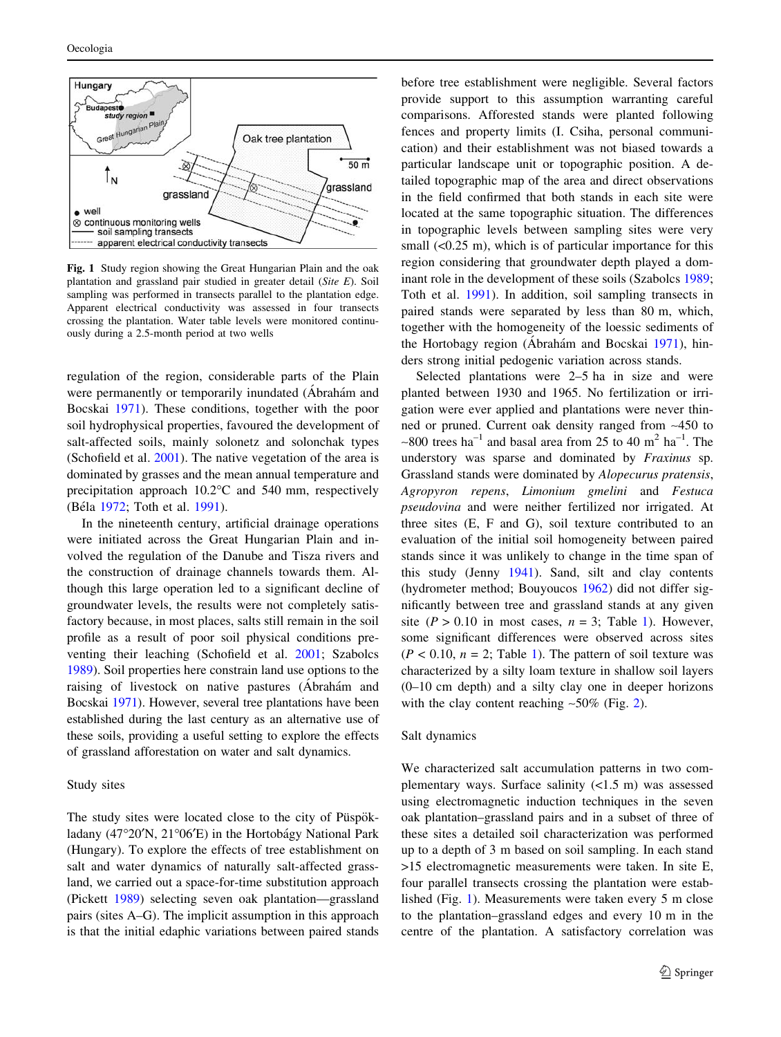**Fig. 1** Study region showing the Great Hungarian Plain and the oak plantation and grassland pair studied in greater detail (*Site E*). Soil sampling was performed in transects parallel to the plantation edge. Apparent electrical conductivity was assessed in four transects crossing the plantation. Water table levels were monitored continuously during a 2.5-month period at two wells

regulation of the region, considerable parts of the Plain were permanently or temporarily inundated (Ábrahám and Bocskai 1971). These conditions, together with the poor soil hydrophysical properties, favoured the development of salt-affected soils, mainly solonetz and solonchak types (Schofield et al. 2001). The native vegetation of the area is dominated by grasses and the mean annual temperature and precipitation approach 10.2°C and 540 mm, respectively (Béla 1972; Toth et al. 1991).

In the nineteenth century, artificial drainage operations were initiated across the Great Hungarian Plain and involved the regulation of the Danube and Tisza rivers and the construction of drainage channels towards them. Although this large operation led to a significant decline of groundwater levels, the results were not completely satisfactory because, in most places, salts still remain in the soil profile as a result of poor soil physical conditions preventing their leaching (Schofield et al. 2001; Szabolcs 1989). Soil properties here constrain land use options to the raising of livestock on native pastures (Ábrahám and Bocskai 1971). However, several tree plantations have been established during the last century as an alternative use of these soils, providing a useful setting to explore the effects of grassland afforestation on water and salt dynamics.

## Study sites

The study sites were located close to the city of Püspökladany (47°20′N, 21°06′E) in the Hortobágy National Park (Hungary). To explore the effects of tree establishment on salt and water dynamics of naturally salt-affected grassland, we carried out a space-for-time substitution approach (Pickett 1989) selecting seven oak plantation—grassland pairs (sites A–G). The implicit assumption in this approach is that the initial edaphic variations between paired stands before tree establishment were negligible. Several factors provide support to this assumption warranting careful comparisons. Afforested stands were planted following fences and property limits (I. Csiha, personal communication) and their establishment was not biased towards a particular landscape unit or topographic position. A detailed topographic map of the area and direct observations in the field confirmed that both stands in each site were located at the same topographic situation. The differences in topographic levels between sampling sites were very small (<0.25 m), which is of particular importance for this region considering that groundwater depth played a dominant role in the development of these soils (Szabolcs 1989; Toth et al. 1991). In addition, soil sampling transects in paired stands were separated by less than 80 m, which, together with the homogeneity of the loessic sediments of the Hortobagy region (Ábrahám and Bocskai 1971), hinders strong initial pedogenic variation across stands.

Selected plantations were 2–5 ha in size and were planted between 1930 and 1965. No fertilization or irrigation were ever applied and plantations were never thinned or pruned. Current oak density ranged from ~450 to ~800 trees $ha^{-1}$ and basal area from 25 to 40 $m^2$ $ha^{-1}$. The understory was sparse and dominated by *Fraxinus* sp. Grassland stands were dominated by *Alopecurus pratensis*, *Agropyron repens*, *Limonium gmelini* and *Festuca pseudovina* and were neither fertilized nor irrigated. At three sites (E, F and G), soil texture contributed to an evaluation of the initial soil homogeneity between paired stands since it was unlikely to change in the time span of this study (Jenny 1941). Sand, silt and clay contents (hydrometer method; Bouyoucos 1962) did not differ significantly between tree and grassland stands at any given site ($P > 0.10$ in most cases, $n = 3$; Table 1). However, some significant differences were observed across sites ($P < 0.10$, $n = 2$; Table 1). The pattern of soil texture was characterized by a silty loam texture in shallow soil layers (0–10 cm depth) and a silty clay one in deeper horizons with the clay content reaching ~50% (Fig. 2).

## Salt dynamics

We characterized salt accumulation patterns in two complementary ways. Surface salinity (<1.5 m) was assessed using electromagnetic induction techniques in the seven oak plantation–grassland pairs and in a subset of three of these sites a detailed soil characterization was performed up to a depth of 3 m based on soil sampling. In each stand >15 electromagnetic measurements were taken. In site E, four parallel transects crossing the plantation were established (Fig. 1). Measurements were taken every 5 m close to the plantation–grassland edges and every 10 m in the centre of the plantation. A satisfactory correlation was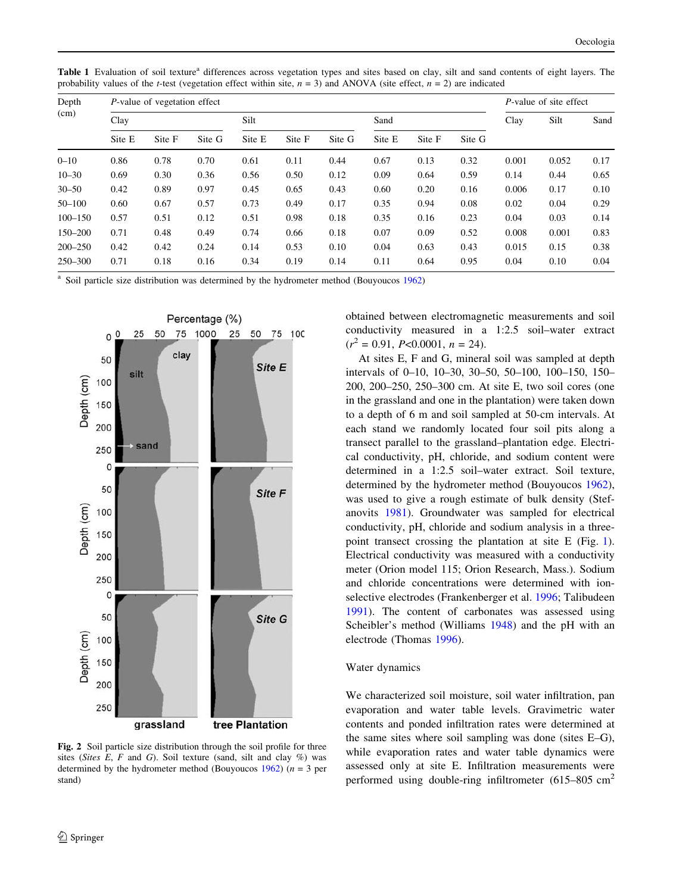**Table 1** Evaluation of soil texture[a] differences across vegetation types and sites based on clay, silt and sand contents of eight layers. The probability values of the *t*-test (vegetation effect within site, $n = 3$) and ANOVA (site effect, $n = 2$) are indicated

| Depth (cm) | *P*-value of vegetation effect | | | | | | | | | *P*-value of site effect | | |
|---|---|---|---|---|---|---|---|---|---|---|---|---|
| | Clay | | | Silt | | | Sand | | | Clay | Silt | Sand |
| | Site E | Site F | Site G | Site E | Site F | Site G | Site E | Site F | Site G | | | |
| 0–10 | 0.86 | 0.78 | 0.70 | 0.61 | 0.11 | 0.44 | 0.67 | 0.13 | 0.32 | 0.001 | 0.052 | 0.17 |
| 10–30 | 0.69 | 0.30 | 0.36 | 0.56 | 0.50 | 0.12 | 0.09 | 0.64 | 0.59 | 0.14 | 0.44 | 0.65 |
| 30–50 | 0.42 | 0.89 | 0.97 | 0.45 | 0.65 | 0.43 | 0.60 | 0.20 | 0.16 | 0.006 | 0.17 | 0.10 |
| 50–100 | 0.60 | 0.67 | 0.57 | 0.73 | 0.49 | 0.17 | 0.35 | 0.94 | 0.08 | 0.02 | 0.04 | 0.29 |
| 100–150 | 0.57 | 0.51 | 0.12 | 0.51 | 0.98 | 0.18 | 0.35 | 0.16 | 0.23 | 0.04 | 0.03 | 0.14 |
| 150–200 | 0.71 | 0.48 | 0.49 | 0.74 | 0.66 | 0.18 | 0.07 | 0.09 | 0.52 | 0.008 | 0.001 | 0.83 |
| 200–250 | 0.42 | 0.42 | 0.24 | 0.14 | 0.53 | 0.10 | 0.04 | 0.63 | 0.43 | 0.015 | 0.15 | 0.38 |
| 250–300 | 0.71 | 0.18 | 0.16 | 0.34 | 0.19 | 0.14 | 0.11 | 0.64 | 0.95 | 0.04 | 0.10 | 0.04 |

[a] Soil particle size distribution was determined by the hydrometer method (Bouyoucos 1962)

**Fig. 2** Soil particle size distribution through the soil profile for three sites (*Sites E*, *F* and *G*). Soil texture (sand, silt and clay %) was determined by the hydrometer method (Bouyoucos 1962) ($n = 3$ per stand)

obtained between electromagnetic measurements and soil conductivity measured in a 1:2.5 soil–water extract ($r^2 = 0.91$, $P<0.0001$, $n = 24$).

At sites E, F and G, mineral soil was sampled at depth intervals of 0–10, 10–30, 30–50, 50–100, 100–150, 150–200, 200–250, 250–300 cm. At site E, two soil cores (one in the grassland and one in the plantation) were taken down to a depth of 6 m and soil sampled at 50-cm intervals. At each stand we randomly located four soil pits along a transect parallel to the grassland–plantation edge. Electrical conductivity, pH, chloride, and sodium content were determined in a 1:2.5 soil–water extract. Soil texture, determined by the hydrometer method (Bouyoucos 1962), was used to give a rough estimate of bulk density (Stefanovits 1981). Groundwater was sampled for electrical conductivity, pH, chloride and sodium analysis in a three-point transect crossing the plantation at site E (Fig. 1). Electrical conductivity was measured with a conductivity meter (Orion model 115; Orion Research, Mass.). Sodium and chloride concentrations were determined with ion-selective electrodes (Frankenberger et al. 1996; Talibudeen 1991). The content of carbonates was assessed using Scheibler's method (Williams 1948) and the pH with an electrode (Thomas 1996).

## Water dynamics

We characterized soil moisture, soil water infiltration, pan evaporation and water table levels. Gravimetric water contents and ponded infiltration rates were determined at the same sites where soil sampling was done (sites E–G), while evaporation rates and water table dynamics were assessed only at site E. Infiltration measurements were performed using double-ring infiltrometer (615–805 cm$^2$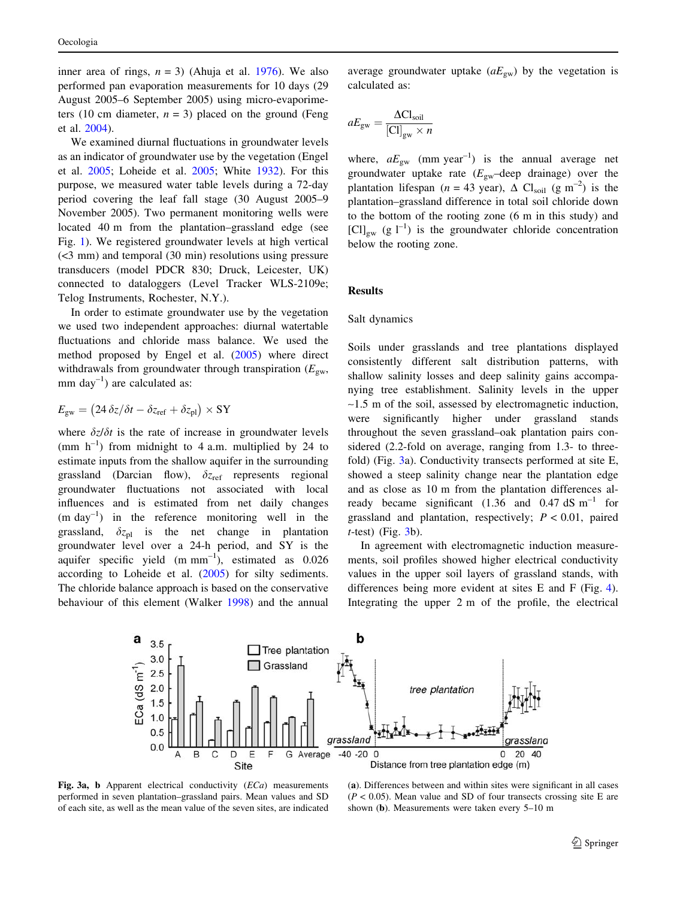inner area of rings, $n = 3$) (Ahuja et al. 1976). We also performed pan evaporation measurements for 10 days (29 August 2005–6 September 2005) using micro-evaporimeters (10 cm diameter, $n = 3$) placed on the ground (Feng et al. 2004).

We examined diurnal fluctuations in groundwater levels as an indicator of groundwater use by the vegetation (Engel et al. 2005; Loheide et al. 2005; White 1932). For this purpose, we measured water table levels during a 72-day period covering the leaf fall stage (30 August 2005–9 November 2005). Two permanent monitoring wells were located 40 m from the plantation–grassland edge (see Fig. 1). We registered groundwater levels at high vertical (<3 mm) and temporal (30 min) resolutions using pressure transducers (model PDCR 830; Druck, Leicester, UK) connected to dataloggers (Level Tracker WLS-2109e; Telog Instruments, Rochester, N.Y.).

In order to estimate groundwater use by the vegetation we used two independent approaches: diurnal watertable fluctuations and chloride mass balance. We used the method proposed by Engel et al. (2005) where direct withdrawals from groundwater through transpiration ($E_{gw}$, mm day$^{-1}$) are calculated as:

$$E_{gw} = \left(24\,\delta z/\delta t - \delta z_{ref} + \delta z_{pl}\right) \times \mathrm{SY}$$

where $\delta z/\delta t$ is the rate of increase in groundwater levels (mm h$^{-1}$) from midnight to 4 a.m. multiplied by 24 to estimate inputs from the shallow aquifer in the surrounding grassland (Darcian flow), $\delta z_{ref}$ represents regional groundwater fluctuations not associated with local influences and is estimated from net daily changes (m day$^{-1}$) in the reference monitoring well in the grassland, $\delta z_{pl}$ is the net change in plantation groundwater level over a 24-h period, and SY is the aquifer specific yield (m mm$^{-1}$), estimated as 0.026 according to Loheide et al. (2005) for silty sediments. The chloride balance approach is based on the conservative behaviour of this element (Walker 1998) and the annual average groundwater uptake ($aE_{gw}$) by the vegetation is calculated as:

$$aE_{gw} = \frac{\Delta \mathrm{Cl}_{soil}}{[\mathrm{Cl}]_{gw} \times n}$$

where, $aE_{gw}$ (mm year$^{-1}$) is the annual average net groundwater uptake rate ($E_{gw}$–deep drainage) over the plantation lifespan ($n = 43$ year), $\Delta$ $\mathrm{Cl}_{soil}$ (g m$^{-2}$) is the plantation–grassland difference in total soil chloride down to the bottom of the rooting zone (6 m in this study) and $[\mathrm{Cl}]_{gw}$ (g l$^{-1}$) is the groundwater chloride concentration below the rooting zone.

## Results

### Salt dynamics

Soils under grasslands and tree plantations displayed consistently different salt distribution patterns, with shallow salinity losses and deep salinity gains accompanying tree establishment. Salinity levels in the upper ~1.5 m of the soil, assessed by electromagnetic induction, were significantly higher under grassland stands throughout the seven grassland–oak plantation pairs considered (2.2-fold on average, ranging from 1.3- to three-fold) (Fig. 3a). Conductivity transects performed at site E, showed a steep salinity change near the plantation edge and as close as 10 m from the plantation differences already became significant (1.36 and 0.47 dS m$^{-1}$ for grassland and plantation, respectively; $P < 0.01$, paired $t$-test) (Fig. 3b).

In agreement with electromagnetic induction measurements, soil profiles showed higher electrical conductivity values in the upper soil layers of grassland stands, with differences being more evident at sites E and F (Fig. 4). Integrating the upper 2 m of the profile, the electrical

**Fig. 3a, b** Apparent electrical conductivity (*ECa*) measurements performed in seven plantation–grassland pairs. Mean values and SD of each site, as well as the mean value of the seven sites, are indicated (**a**). Differences between and within sites were significant in all cases ($P < 0.05$). Mean value and SD of four transects crossing site E are shown (**b**). Measurements were taken every 5–10 m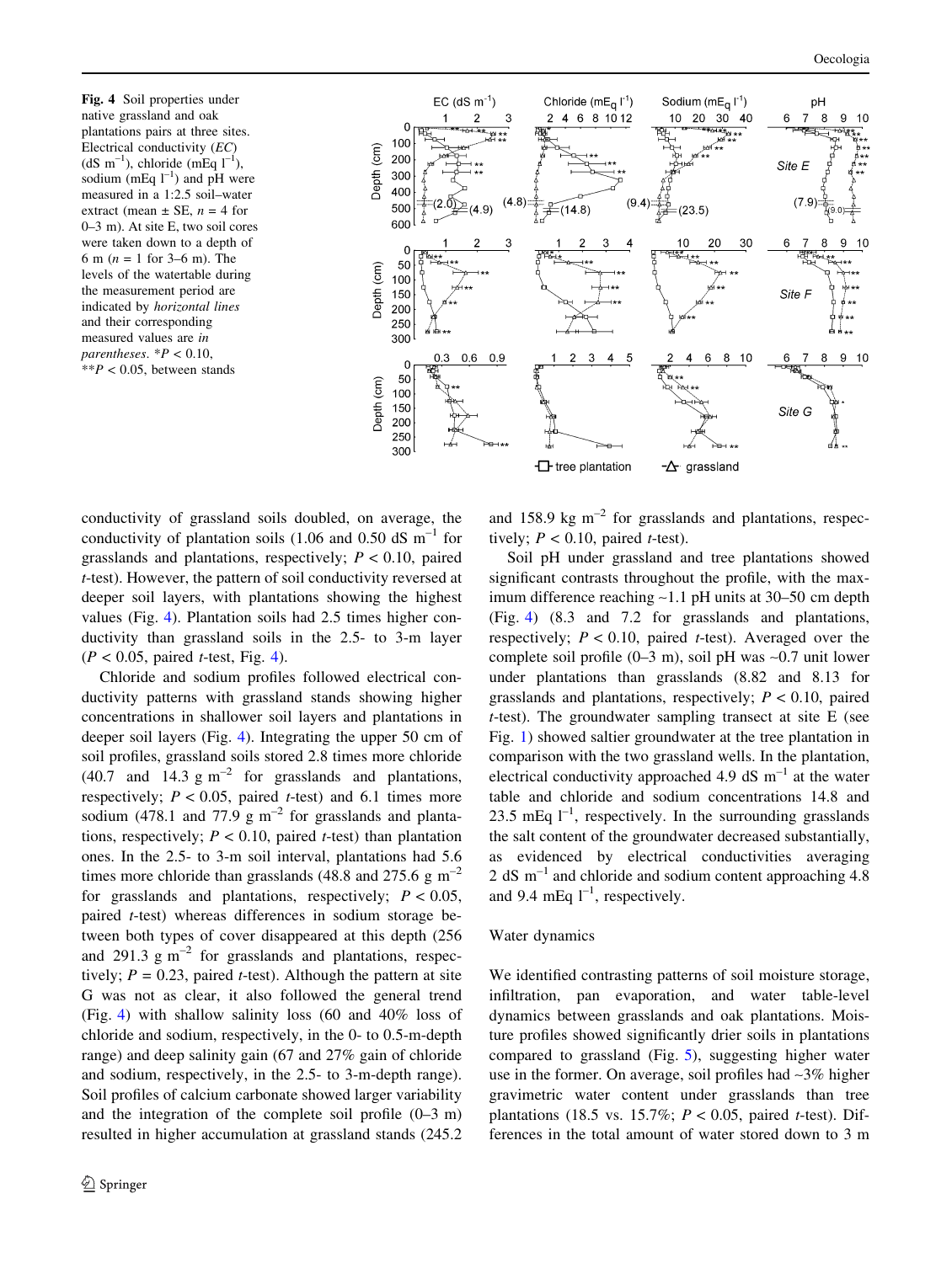**Fig. 4** Soil properties under native grassland and oak plantations pairs at three sites. Electrical conductivity (*EC*) (dS $m^{-1}$), chloride (mEq $l^{-1}$), sodium (mEq $l^{-1}$) and pH were measured in a 1:2.5 soil–water extract (mean ± SE, $n = 4$ for 0–3 m). At site E, two soil cores were taken down to a depth of 6 m ($n = 1$ for 3–6 m). The levels of the watertable during the measurement period are indicated by *horizontal lines* and their corresponding measured values are *in parentheses*. $^{*}P < 0.10$, $^{**}P < 0.05$, between stands

conductivity of grassland soils doubled, on average, the conductivity of plantation soils (1.06 and 0.50 dS $m^{-1}$ for grasslands and plantations, respectively; $P < 0.10$, paired *t*-test). However, the pattern of soil conductivity reversed at deeper soil layers, with plantations showing the highest values (Fig. 4). Plantation soils had 2.5 times higher conductivity than grassland soils in the 2.5- to 3-m layer ($P < 0.05$, paired *t*-test, Fig. 4).

Chloride and sodium profiles followed electrical conductivity patterns with grassland stands showing higher concentrations in shallower soil layers and plantations in deeper soil layers (Fig. 4). Integrating the upper 50 cm of soil profiles, grassland soils stored 2.8 times more chloride (40.7 and 14.3 g $m^{-2}$ for grasslands and plantations, respectively; $P < 0.05$, paired *t*-test) and 6.1 times more sodium (478.1 and 77.9 g $m^{-2}$ for grasslands and plantations, respectively; $P < 0.10$, paired *t*-test) than plantation ones. In the 2.5- to 3-m soil interval, plantations had 5.6 times more chloride than grasslands (48.8 and 275.6 g $m^{-2}$ for grasslands and plantations, respectively; $P < 0.05$, paired *t*-test) whereas differences in sodium storage between both types of cover disappeared at this depth (256 and 291.3 g $m^{-2}$ for grasslands and plantations, respectively; $P = 0.23$, paired *t*-test). Although the pattern at site G was not as clear, it also followed the general trend (Fig. 4) with shallow salinity loss (60 and 40% loss of chloride and sodium, respectively, in the 0- to 0.5-m-depth range) and deep salinity gain (67 and 27% gain of chloride and sodium, respectively, in the 2.5- to 3-m-depth range). Soil profiles of calcium carbonate showed larger variability and the integration of the complete soil profile (0–3 m) resulted in higher accumulation at grassland stands (245.2 and 158.9 kg $m^{-2}$ for grasslands and plantations, respectively; $P < 0.10$, paired *t*-test).

Soil pH under grassland and tree plantations showed significant contrasts throughout the profile, with the maximum difference reaching ~1.1 pH units at 30–50 cm depth (Fig. 4) (8.3 and 7.2 for grasslands and plantations, respectively; $P < 0.10$, paired *t*-test). Averaged over the complete soil profile (0–3 m), soil pH was ~0.7 unit lower under plantations than grasslands (8.82 and 8.13 for grasslands and plantations, respectively; $P < 0.10$, paired *t*-test). The groundwater sampling transect at site E (see Fig. 1) showed saltier groundwater at the tree plantation in comparison with the two grassland wells. In the plantation, electrical conductivity approached 4.9 dS $m^{-1}$ at the water table and chloride and sodium concentrations 14.8 and 23.5 mEq $l^{-1}$, respectively. In the surrounding grasslands the salt content of the groundwater decreased substantially, as evidenced by electrical conductivities averaging 2 dS $m^{-1}$ and chloride and sodium content approaching 4.8 and 9.4 mEq $l^{-1}$, respectively.

## Water dynamics

We identified contrasting patterns of soil moisture storage, infiltration, pan evaporation, and water table-level dynamics between grasslands and oak plantations. Moisture profiles showed significantly drier soils in plantations compared to grassland (Fig. 5), suggesting higher water use in the former. On average, soil profiles had ~3% higher gravimetric water content under grasslands than tree plantations (18.5 vs. 15.7%; $P < 0.05$, paired *t*-test). Differences in the total amount of water stored down to 3 m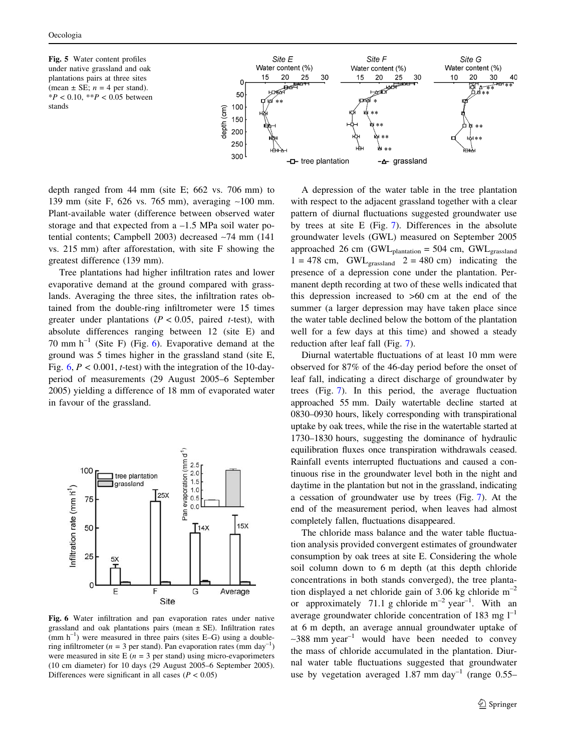**Fig. 5** Water content profiles under native grassland and oak plantations pairs at three sites (mean ± SE; $n = 4$ per stand). *$P < 0.10$, **$P < 0.05$ between stands

depth ranged from 44 mm (site E; 662 vs. 706 mm) to 139 mm (site F, 626 vs. 765 mm), averaging ~100 mm. Plant-available water (difference between observed water storage and that expected from a –1.5 MPa soil water potential contents; Campbell 2003) decreased ~74 mm (141 vs. 215 mm) after afforestation, with site F showing the greatest difference (139 mm).

Tree plantations had higher infiltration rates and lower evaporative demand at the ground compared with grasslands. Averaging the three sites, the infiltration rates obtained from the double-ring infiltrometer were 15 times greater under plantations ($P < 0.05$, paired *t*-test), with absolute differences ranging between 12 (site E) and 70 mm $h^{-1}$ (Site F) (Fig. 6). Evaporative demand at the ground was 5 times higher in the grassland stand (site E, Fig. 6, $P < 0.001$, *t*-test) with the integration of the 10-day-period of measurements (29 August 2005–6 September 2005) yielding a difference of 18 mm of evaporated water in favour of the grassland.

**Fig. 6** Water infiltration and pan evaporation rates under native grassland and oak plantations pairs (mean ± SE). Infiltration rates (mm $h^{-1}$) were measured in three pairs (sites E–G) using a double-ring infiltrometer ($n = 3$ per stand). Pan evaporation rates (mm $day^{-1}$) were measured in site E ($n = 3$ per stand) using micro-evaporimeters (10 cm diameter) for 10 days (29 August 2005–6 September 2005). Differences were significant in all cases ($P < 0.05$)

A depression of the water table in the tree plantation with respect to the adjacent grassland together with a clear pattern of diurnal fluctuations suggested groundwater use by trees at site E (Fig. 7). Differences in the absolute groundwater levels (GWL) measured on September 2005 approached 26 cm ($GWL_{plantation}$ = 504 cm, $GWL_{grassland}$ 1 = 478 cm, $GWL_{grassland}$ 2 = 480 cm) indicating the presence of a depression cone under the plantation. Permanent depth recording at two of these wells indicated that this depression increased to >60 cm at the end of the summer (a larger depression may have taken place since the water table declined below the bottom of the plantation well for a few days at this time) and showed a steady reduction after leaf fall (Fig. 7).

Diurnal watertable fluctuations of at least 10 mm were observed for 87% of the 46-day period before the onset of leaf fall, indicating a direct discharge of groundwater by trees (Fig. 7). In this period, the average fluctuation approached 55 mm. Daily watertable decline started at 0830–0930 hours, likely corresponding with transpirational uptake by oak trees, while the rise in the watertable started at 1730–1830 hours, suggesting the dominance of hydraulic equilibration fluxes once transpiration withdrawals ceased. Rainfall events interrupted fluctuations and caused a continuous rise in the groundwater level both in the night and daytime in the plantation but not in the grassland, indicating a cessation of groundwater use by trees (Fig. 7). At the end of the measurement period, when leaves had almost completely fallen, fluctuations disappeared.

The chloride mass balance and the water table fluctuation analysis provided convergent estimates of groundwater consumption by oak trees at site E. Considering the whole soil column down to 6 m depth (at this depth chloride concentrations in both stands converged), the tree plantation displayed a net chloride gain of 3.06 kg chloride $m^{-2}$ or approximately 71.1 g chloride $m^{-2}$ $year^{-1}$. With an average groundwater chloride concentration of 183 mg $l^{-1}$ at 6 m depth, an average annual groundwater uptake of ~388 mm $year^{-1}$ would have been needed to convey the mass of chloride accumulated in the plantation. Diurnal water table fluctuations suggested that groundwater use by vegetation averaged 1.87 mm $day^{-1}$ (range 0.55–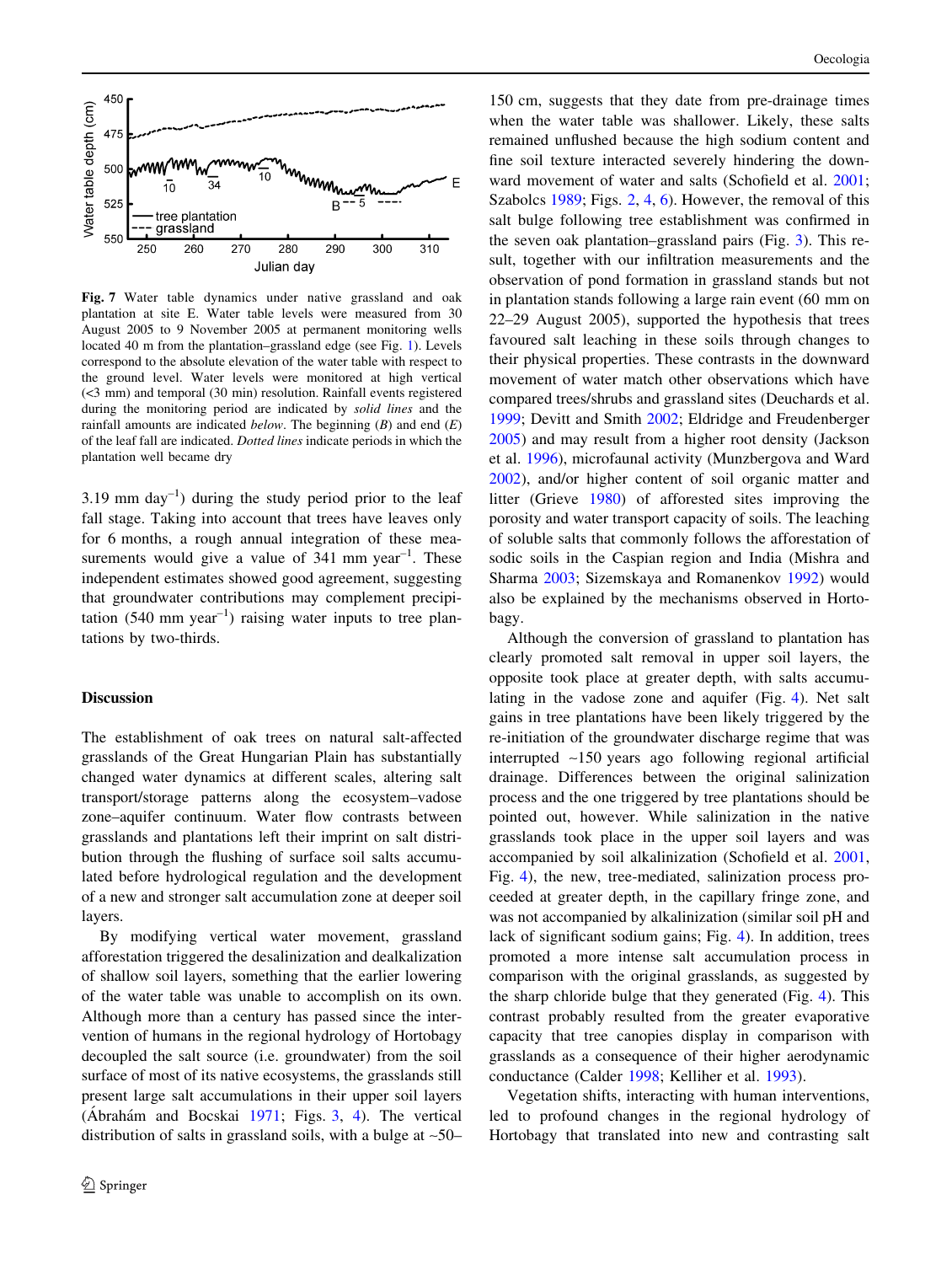Fig. 7 Water table dynamics under native grassland and oak plantation at site E. Water table levels were measured from 30 August 2005 to 9 November 2005 at permanent monitoring wells located 40 m from the plantation–grassland edge (see Fig. 1). Levels correspond to the absolute elevation of the water table with respect to the ground level. Water levels were monitored at high vertical (<3 mm) and temporal (30 min) resolution. Rainfall events registered during the monitoring period are indicated by *solid lines* and the rainfall amounts are indicated *below*. The beginning (*B*) and end (*E*) of the leaf fall are indicated. *Dotted lines* indicate periods in which the plantation well became dry

3.19 mm day$^{-1}$) during the study period prior to the leaf fall stage. Taking into account that trees have leaves only for 6 months, a rough annual integration of these measurements would give a value of 341 mm year$^{-1}$. These independent estimates showed good agreement, suggesting that groundwater contributions may complement precipitation (540 mm year$^{-1}$) raising water inputs to tree plantations by two-thirds.

## Discussion

The establishment of oak trees on natural salt-affected grasslands of the Great Hungarian Plain has substantially changed water dynamics at different scales, altering salt transport/storage patterns along the ecosystem–vadose zone–aquifer continuum. Water flow contrasts between grasslands and plantations left their imprint on salt distribution through the flushing of surface soil salts accumulated before hydrological regulation and the development of a new and stronger salt accumulation zone at deeper soil layers.

By modifying vertical water movement, grassland afforestation triggered the desalinization and dealkalization of shallow soil layers, something that the earlier lowering of the water table was unable to accomplish on its own. Although more than a century has passed since the intervention of humans in the regional hydrology of Hortobagy decoupled the salt source (i.e. groundwater) from the soil surface of most of its native ecosystems, the grasslands still present large salt accumulations in their upper soil layers (Ábrahám and Bocskai 1971; Figs. 3, 4). The vertical distribution of salts in grassland soils, with a bulge at ~50–150 cm, suggests that they date from pre-drainage times when the water table was shallower. Likely, these salts remained unflushed because the high sodium content and fine soil texture interacted severely hindering the downward movement of water and salts (Schofield et al. 2001; Szabolcs 1989; Figs. 2, 4, 6). However, the removal of this salt bulge following tree establishment was confirmed in the seven oak plantation–grassland pairs (Fig. 3). This result, together with our infiltration measurements and the observation of pond formation in grassland stands but not in plantation stands following a large rain event (60 mm on 22–29 August 2005), supported the hypothesis that trees favoured salt leaching in these soils through changes to their physical properties. These contrasts in the downward movement of water match other observations which have compared trees/shrubs and grassland sites (Deuchards et al. 1999; Devitt and Smith 2002; Eldridge and Freudenberger 2005) and may result from a higher root density (Jackson et al. 1996), microfaunal activity (Munzbergova and Ward 2002), and/or higher content of soil organic matter and litter (Grieve 1980) of afforested sites improving the porosity and water transport capacity of soils. The leaching of soluble salts that commonly follows the afforestation of sodic soils in the Caspian region and India (Mishra and Sharma 2003; Sizemskaya and Romanenkov 1992) would also be explained by the mechanisms observed in Hortobagy.

Although the conversion of grassland to plantation has clearly promoted salt removal in upper soil layers, the opposite took place at greater depth, with salts accumulating in the vadose zone and aquifer (Fig. 4). Net salt gains in tree plantations have been likely triggered by the re-initiation of the groundwater discharge regime that was interrupted ~150 years ago following regional artificial drainage. Differences between the original salinization process and the one triggered by tree plantations should be pointed out, however. While salinization in the native grasslands took place in the upper soil layers and was accompanied by soil alkalization (Schofield et al. 2001, Fig. 4), the new, tree-mediated, salinization process proceeded at greater depth, in the capillary fringe zone, and was not accompanied by alkalinization (similar soil pH and lack of significant sodium gains; Fig. 4). In addition, trees promoted a more intense salt accumulation process in comparison with the original grasslands, as suggested by the sharp chloride bulge that they generated (Fig. 4). This contrast probably resulted from the greater evaporative capacity that tree canopies display in comparison with grasslands as a consequence of their higher aerodynamic conductance (Calder 1998; Kelliher et al. 1993).

Vegetation shifts, interacting with human interventions, led to profound changes in the regional hydrology of Hortobagy that translated into new and contrasting salt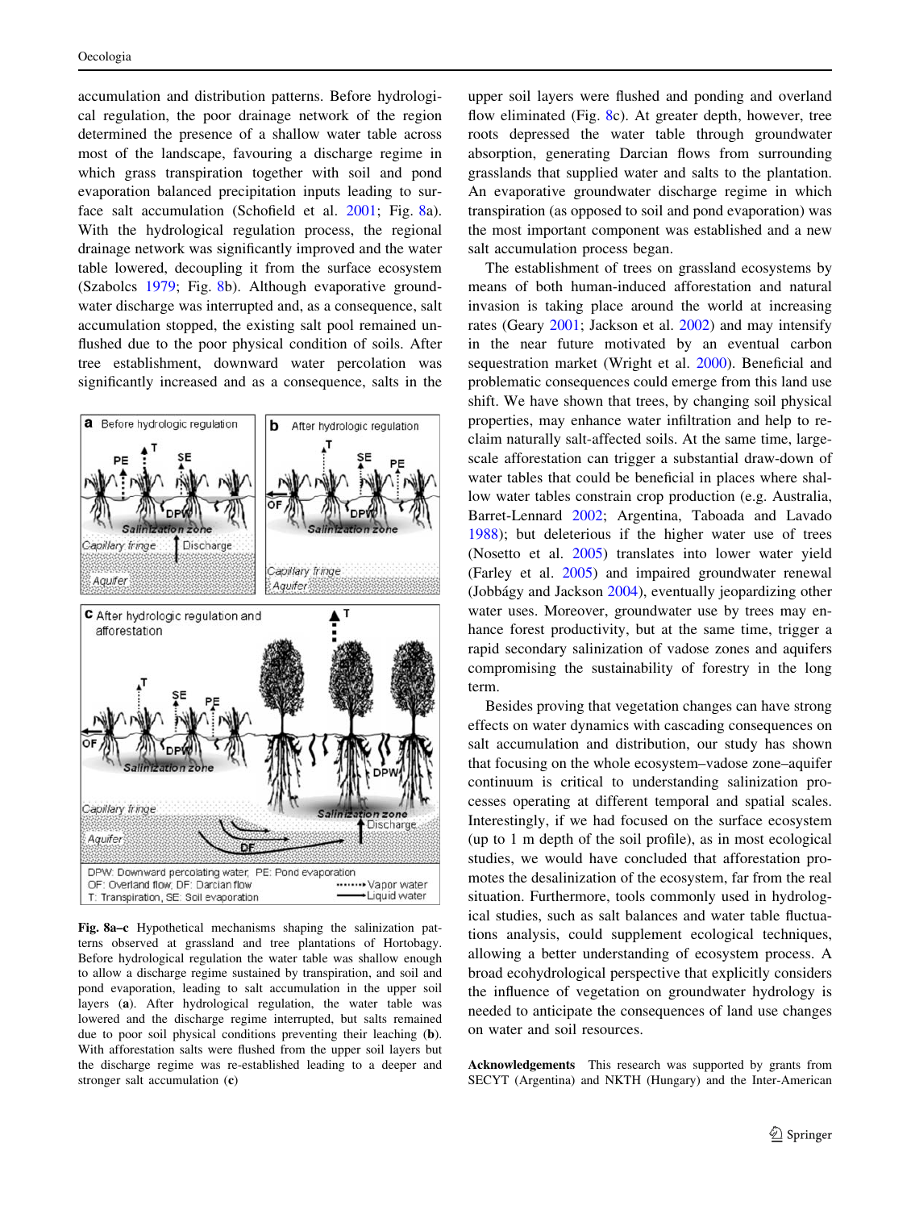accumulation and distribution patterns. Before hydrological regulation, the poor drainage network of the region determined the presence of a shallow water table across most of the landscape, favouring a discharge regime in which grass transpiration together with soil and pond evaporation balanced precipitation inputs leading to surface salt accumulation (Schofield et al. 2001; Fig. 8a). With the hydrological regulation process, the regional drainage network was significantly improved and the water table lowered, decoupling it from the surface ecosystem (Szabolcs 1979; Fig. 8b). Although evaporative groundwater discharge was interrupted and, as a consequence, salt accumulation stopped, the existing salt pool remained unflushed due to the poor physical condition of soils. After tree establishment, downward water percolation was significantly increased and as a consequence, salts in the upper soil layers were flushed and ponding and overland flow eliminated (Fig. 8c). At greater depth, however, tree roots depressed the water table through groundwater absorption, generating Darcian flows from surrounding grasslands that supplied water and salts to the plantation. An evaporative groundwater discharge regime in which transpiration (as opposed to soil and pond evaporation) was the most important component was established and a new salt accumulation process began.

**Fig. 8a–c** Hypothetical mechanisms shaping the salinization patterns observed at grassland and tree plantations of Hortobagy. Before hydrological regulation the water table was shallow enough to allow a discharge regime sustained by transpiration, and soil and pond evaporation, leading to salt accumulation in the upper soil layers (**a**). After hydrological regulation, the water table was lowered and the discharge regime interrupted, but salts remained due to poor soil physical conditions preventing their leaching (**b**). With afforestation salts were flushed from the upper soil layers but the discharge regime was re-established leading to a deeper and stronger salt accumulation (**c**)

The establishment of trees on grassland ecosystems by means of both human-induced afforestation and natural invasion is taking place around the world at increasing rates (Geary 2001; Jackson et al. 2002) and may intensify in the near future motivated by an eventual carbon sequestration market (Wright et al. 2000). Beneficial and problematic consequences could emerge from this land use shift. We have shown that trees, by changing soil physical properties, may enhance water infiltration and help to reclaim naturally salt-affected soils. At the same time, large-scale afforestation can trigger a substantial draw-down of water tables that could be beneficial in places where shallow water tables constrain crop production (e.g. Australia, Barret-Lennard 2002; Argentina, Taboada and Lavado 1988); but deleterious if the higher water use of trees (Nosetto et al. 2005) translates into lower water yield (Farley et al. 2005) and impaired groundwater renewal (Jobbágy and Jackson 2004), eventually jeopardizing other water uses. Moreover, groundwater use by trees may enhance forest productivity, but at the same time, trigger a rapid secondary salinization of vadose zones and aquifers compromising the sustainability of forestry in the long term.

Besides proving that vegetation changes can have strong effects on water dynamics with cascading consequences on salt accumulation and distribution, our study has shown that focusing on the whole ecosystem–vadose zone–aquifer continuum is critical to understanding salinization processes operating at different temporal and spatial scales. Interestingly, if we had focused on the surface ecosystem (up to 1 m depth of the soil profile), as in most ecological studies, we would have concluded that afforestation promotes the desalinization of the ecosystem, far from the real situation. Furthermore, tools commonly used in hydrological studies, such as salt balances and water table fluctuations analysis, could supplement ecological techniques, allowing a better understanding of ecosystem process. A broad ecohydrological perspective that explicitly considers the influence of vegetation on groundwater hydrology is needed to anticipate the consequences of land use changes on water and soil resources.

**Acknowledgements** This research was supported by grants from SECYT (Argentina) and NKTH (Hungary) and the Inter-American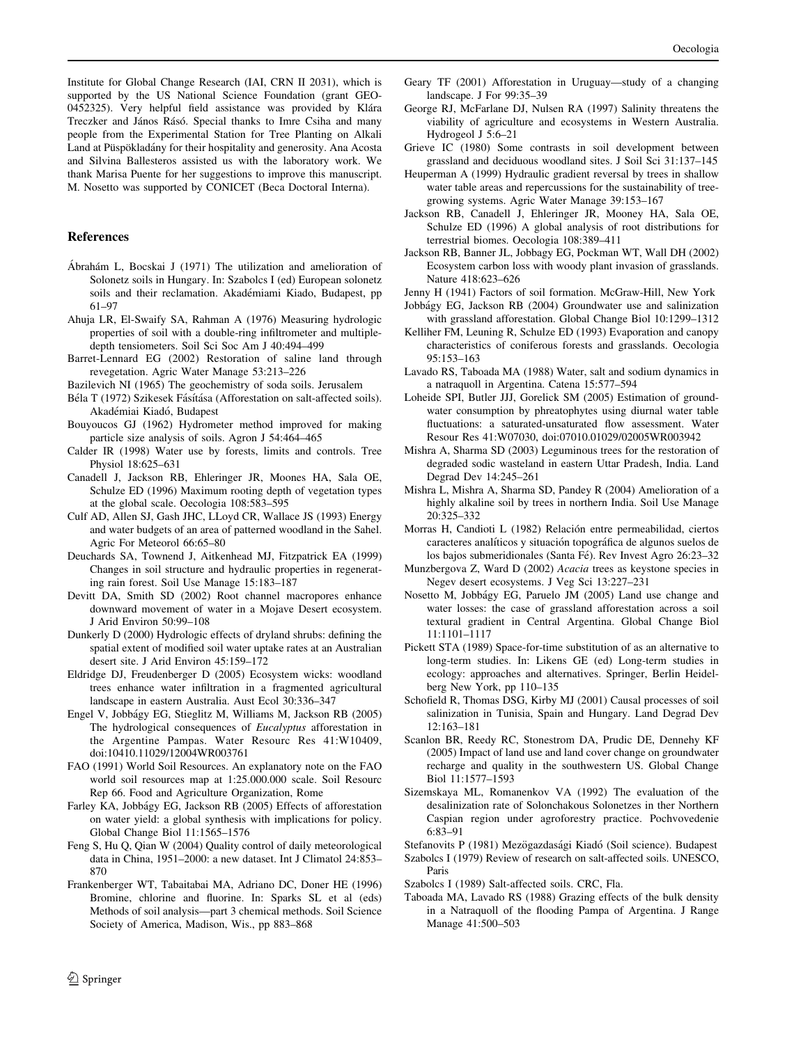Institute for Global Change Research (IAI, CRN II 2031), which is supported by the US National Science Foundation (grant GEO-0452325). Very helpful field assistance was provided by Klára Treczker and János Rásó. Special thanks to Imre Csiha and many people from the Experimental Station for Tree Planting on Alkali Land at Püspökladány for their hospitality and generosity. Ana Acosta and Silvina Ballesteros assisted us with the laboratory work. We thank Marisa Puente for her suggestions to improve this manuscript. M. Nosetto was supported by CONICET (Beca Doctoral Interna).

## References

Ábrahám L, Bocskai J (1971) The utilization and amelioration of Solonetz soils in Hungary. In: Szabolcs I (ed) European solonetz soils and their reclamation. Akadémiami Kiado, Budapest, pp 61–97

Ahuja LR, El-Swaify SA, Rahman A (1976) Measuring hydrologic properties of soil with a double-ring infiltrometer and multiple-depth tensiometers. Soil Sci Soc Am J 40:494–499

Barret-Lennard EG (2002) Restoration of saline land through revegetation. Agric Water Manage 53:213–226

Bazilevich NI (1965) The geochemistry of soda soils. Jerusalem

Béla T (1972) Szikesek Fásítása (Afforestation on salt-affected soils). Akadémiai Kiadó, Budapest

Bouyoucos GJ (1962) Hydrometer method improved for making particle size analysis of soils. Agron J 54:464–465

Calder IR (1998) Water use by forests, limits and controls. Tree Physiol 18:625–631

Canadell J, Jackson RB, Ehleringer JR, Moones HA, Sala OE, Schulze ED (1996) Maximum rooting depth of vegetation types at the global scale. Oecologia 108:583–595

Culf AD, Allen SJ, Gash JHC, LLoyd CR, Wallace JS (1993) Energy and water budgets of an area of patterned woodland in the Sahel. Agric For Meteorol 66:65–80

Deuchards SA, Townend J, Aitkenhead MJ, Fitzpatrick EA (1999) Changes in soil structure and hydraulic properties in regenerating rain forest. Soil Use Manage 15:183–187

Devitt DA, Smith SD (2002) Root channel macropores enhance downward movement of water in a Mojave Desert ecosystem. J Arid Environ 50:99–108

Dunkerly D (2000) Hydrologic effects of dryland shrubs: defining the spatial extent of modified soil water uptake rates at an Australian desert site. J Arid Environ 45:159–172

Eldridge DJ, Freudenberger D (2005) Ecosystem wicks: woodland trees enhance water infiltration in a fragmented agricultural landscape in eastern Australia. Aust Ecol 30:336–347

Engel V, Jobbágy EG, Stieglitz M, Williams M, Jackson RB (2005) The hydrological consequences of *Eucalyptus* afforestation in the Argentine Pampas. Water Resourc Res 41:W10409, doi:10410.11029/12004WR003761

FAO (1991) World Soil Resources. An explanatory note on the FAO world soil resources map at 1:25.000.000 scale. Soil Resourc Rep 66. Food and Agriculture Organization, Rome

Farley KA, Jobbágy EG, Jackson RB (2005) Effects of afforestation on water yield: a global synthesis with implications for policy. Global Change Biol 11:1565–1576

Feng S, Hu Q, Qian W (2004) Quality control of daily meteorological data in China, 1951–2000: a new dataset. Int J Climatol 24:853–870

Frankenberger WT, Tabaitabai MA, Adriano DC, Doner HE (1996) Bromine, chlorine and fluorine. In: Sparks SL et al (eds) Methods of soil analysis—part 3 chemical methods. Soil Science Society of America, Madison, Wis., pp 883–868

Geary TF (2001) Afforestation in Uruguay—study of a changing landscape. J For 99:35–39

George RJ, McFarlane DJ, Nulsen RA (1997) Salinity threatens the viability of agriculture and ecosystems in Western Australia. Hydrogeol J 5:6–21

Grieve IC (1980) Some contrasts in soil development between grassland and deciduous woodland sites. J Soil Sci 31:137–145

Heuperman A (1999) Hydraulic gradient reversal by trees in shallow water table areas and repercussions for the sustainability of tree-growing systems. Agric Water Manage 39:153–167

Jackson RB, Canadell J, Ehleringer JR, Mooney HA, Sala OE, Schulze ED (1996) A global analysis of root distributions for terrestrial biomes. Oecologia 108:389–411

Jackson RB, Banner JL, Jobbagy EG, Pockman WT, Wall DH (2002) Ecosystem carbon loss with woody plant invasion of grasslands. Nature 418:623–626

Jenny H (1941) Factors of soil formation. McGraw-Hill, New York

Jobbágy EG, Jackson RB (2004) Groundwater use and salinization with grassland afforestation. Global Change Biol 10:1299–1312

Kelliher FM, Leuning R, Schulze ED (1993) Evaporation and canopy characteristics of coniferous forests and grasslands. Oecologia 95:153–163

Lavado RS, Taboada MA (1988) Water, salt and sodium dynamics in a natraquoll in Argentina. Catena 15:577–594

Loheide SPI, Butler JJJ, Gorelick SM (2005) Estimation of groundwater consumption by phreatophytes using diurnal water table fluctuations: a saturated-unsaturated flow assessment. Water Resour Res 41:W07030, doi:07010.01029/02005WR003942

Mishra A, Sharma SD (2003) Leguminous trees for the restoration of degraded sodic wasteland in eastern Uttar Pradesh, India. Land Degrad Dev 14:245–261

Mishra L, Mishra A, Sharma SD, Pandey R (2004) Amelioration of a highly alkaline soil by trees in northern India. Soil Use Manage 20:325–332

Morras H, Candioti L (1982) Relación entre permeabilidad, ciertos caracteres analíticos y situación topográfica de algunos suelos de los bajos submeridionales (Santa Fé). Rev Invest Agro 26:23–32

Munzbergova Z, Ward D (2002) *Acacia* trees as keystone species in Negev desert ecosystems. J Veg Sci 13:227–231

Nosetto M, Jobbágy EG, Paruelo JM (2005) Land use change and water losses: the case of grassland afforestation across a soil textural gradient in Central Argentina. Global Change Biol 11:1101–1117

Pickett STA (1989) Space-for-time substitution of as an alternative to long-term studies. In: Likens GE (ed) Long-term studies in ecology: approaches and alternatives. Springer, Berlin Heidelberg New York, pp 110–135

Schofield R, Thomas DSG, Kirby MJ (2001) Causal processes of soil salinization in Tunisia, Spain and Hungary. Land Degrad Dev 12:163–181

Scanlon BR, Reedy RC, Stonestrom DA, Prudic DE, Dennehy KF (2005) Impact of land use and land cover change on groundwater recharge and quality in the southwestern US. Global Change Biol 11:1577–1593

Sizemskaya ML, Romanenkov VA (1992) The evaluation of the desalinization rate of Solonchakous Solonetzes in ther Northern Caspian region under agroforestry practice. Pochvovedenie 6:83–91

Stefanovits P (1981) Mezögazdasági Kiadó (Soil science). Budapest

Szabolcs I (1979) Review of research on salt-affected soils. UNESCO, Paris

Szabolcs I (1989) Salt-affected soils. CRC, Fla.

Taboada MA, Lavado RS (1988) Grazing effects of the bulk density in a Natraquoll of the flooding Pampa of Argentina. J Range Manage 41:500–503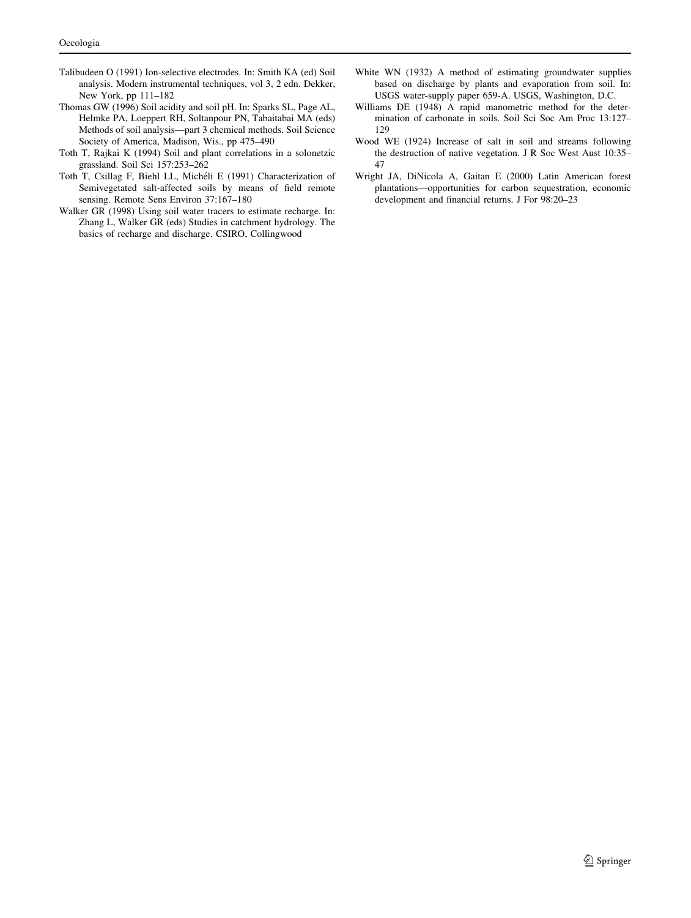Talibudeen O (1991) Ion-selective electrodes. In: Smith KA (ed) Soil analysis. Modern instrumental techniques, vol 3, 2 edn. Dekker, New York, pp 111–182

Thomas GW (1996) Soil acidity and soil pH. In: Sparks SL, Page AL, Helmke PA, Loeppert RH, Soltanpour PN, Tabaitabai MA (eds) Methods of soil analysis—part 3 chemical methods. Soil Science Society of America, Madison, Wis., pp 475–490

Toth T, Rajkai K (1994) Soil and plant correlations in a solonetzic grassland. Soil Sci 157:253–262

Toth T, Csillag F, Biehl LL, Michéli E (1991) Characterization of Semivegetated salt-affected soils by means of field remote sensing. Remote Sens Environ 37:167–180

Walker GR (1998) Using soil water tracers to estimate recharge. In: Zhang L, Walker GR (eds) Studies in catchment hydrology. The basics of recharge and discharge. CSIRO, Collingwood

White WN (1932) A method of estimating groundwater supplies based on discharge by plants and evaporation from soil. In: USGS water-supply paper 659-A. USGS, Washington, D.C.

Williams DE (1948) A rapid manometric method for the determination of carbonate in soils. Soil Sci Soc Am Proc 13:127–129

Wood WE (1924) Increase of salt in soil and streams following the destruction of native vegetation. J R Soc West Aust 10:35–47

Wright JA, DiNicola A, Gaitan E (2000) Latin American forest plantations—opportunities for carbon sequestration, economic development and financial returns. J For 98:20–23